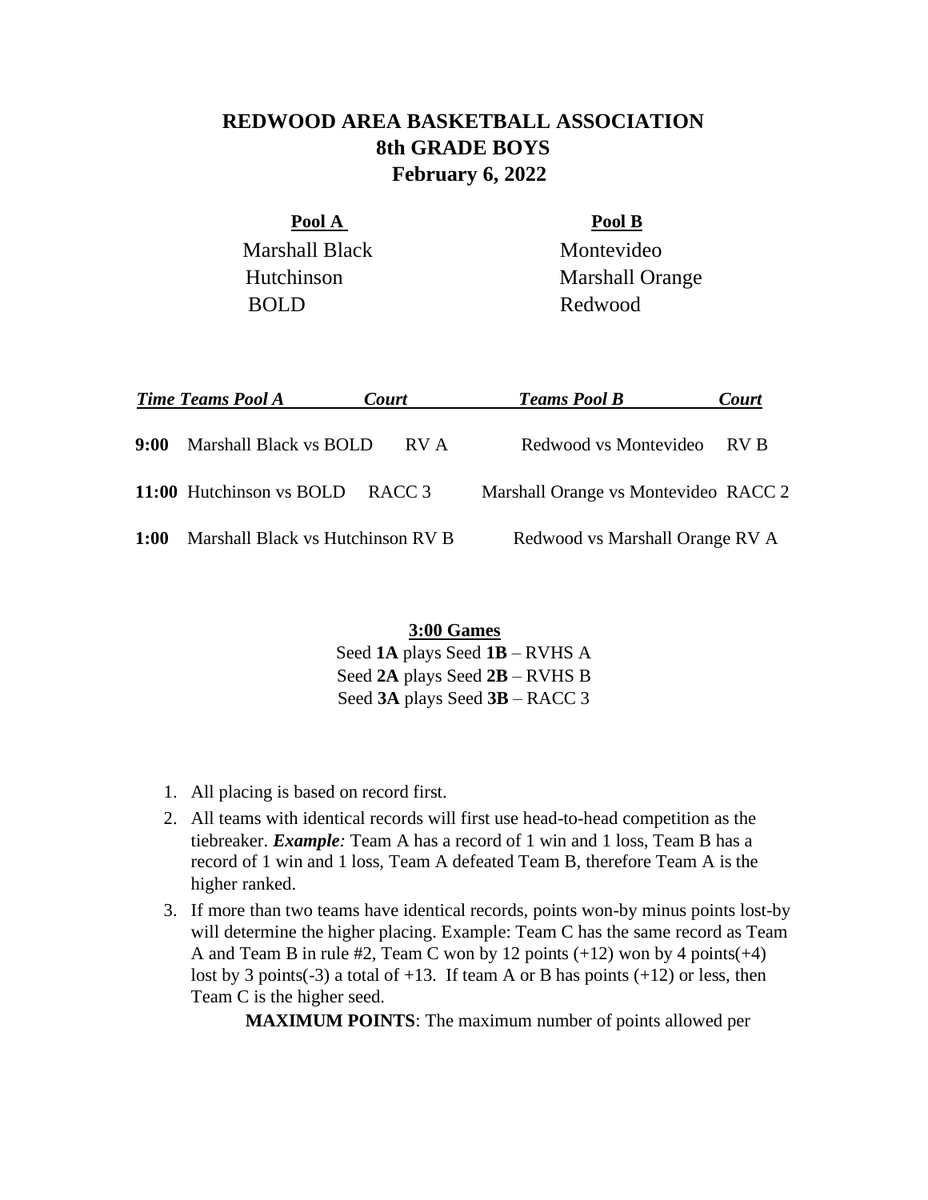# REDWOOD AREA BASKETBALL ASSOCIATION
## 8th GRADE BOYS
### February 6, 2022

| Pool A | Pool B |
|---|---|
| Marshall Black | Montevideo |
| Hutchinson | Marshall Orange |
| BOLD | Redwood |

| *Time* | *Teams Pool A* | *Court* | *Teams Pool B* | *Court* |
|---|---|---|---|---|
| **9:00** | Marshall Black vs BOLD | RV A | Redwood vs Montevideo | RV B |
| **11:00** | Hutchinson vs BOLD | RACC 3 | Marshall Orange vs Montevideo | RACC 2 |
| **1:00** | Marshall Black vs Hutchinson | RV B | Redwood vs Marshall Orange | RV A |

**3:00 Games**

Seed **1A** plays Seed **1B** – RVHS A
Seed **2A** plays Seed **2B** – RVHS B
Seed **3A** plays Seed **3B** – RACC 3

1. All placing is based on record first.
2. All teams with identical records will first use head-to-head competition as the tiebreaker. ***Example:*** Team A has a record of 1 win and 1 loss, Team B has a record of 1 win and 1 loss, Team A defeated Team B, therefore Team A is the higher ranked.
3. If more than two teams have identical records, points won-by minus points lost-by will determine the higher placing. Example: Team C has the same record as Team A and Team B in rule #2, Team C won by 12 points (+12) won by 4 points(+4) lost by 3 points(-3) a total of +13. If team A or B has points (+12) or less, then Team C is the higher seed.

   **MAXIMUM POINTS**: The maximum number of points allowed per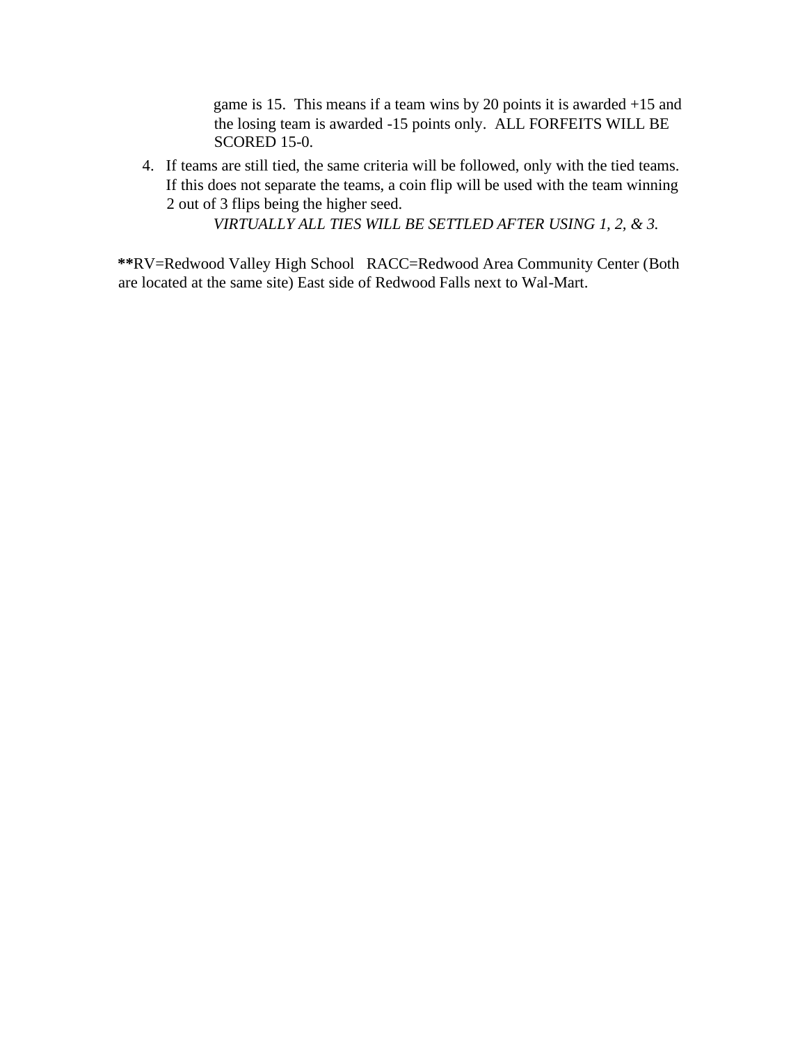game is 15. This means if a team wins by 20 points it is awarded +15 and the losing team is awarded -15 points only. ALL FORFEITS WILL BE SCORED 15-0.

4. If teams are still tied, the same criteria will be followed, only with the tied teams. If this does not separate the teams, a coin flip will be used with the team winning 2 out of 3 flips being the higher seed.

   *VIRTUALLY ALL TIES WILL BE SETTLED AFTER USING 1, 2, & 3.*

**\*\***RV=Redwood Valley High School RACC=Redwood Area Community Center (Both are located at the same site) East side of Redwood Falls next to Wal-Mart.